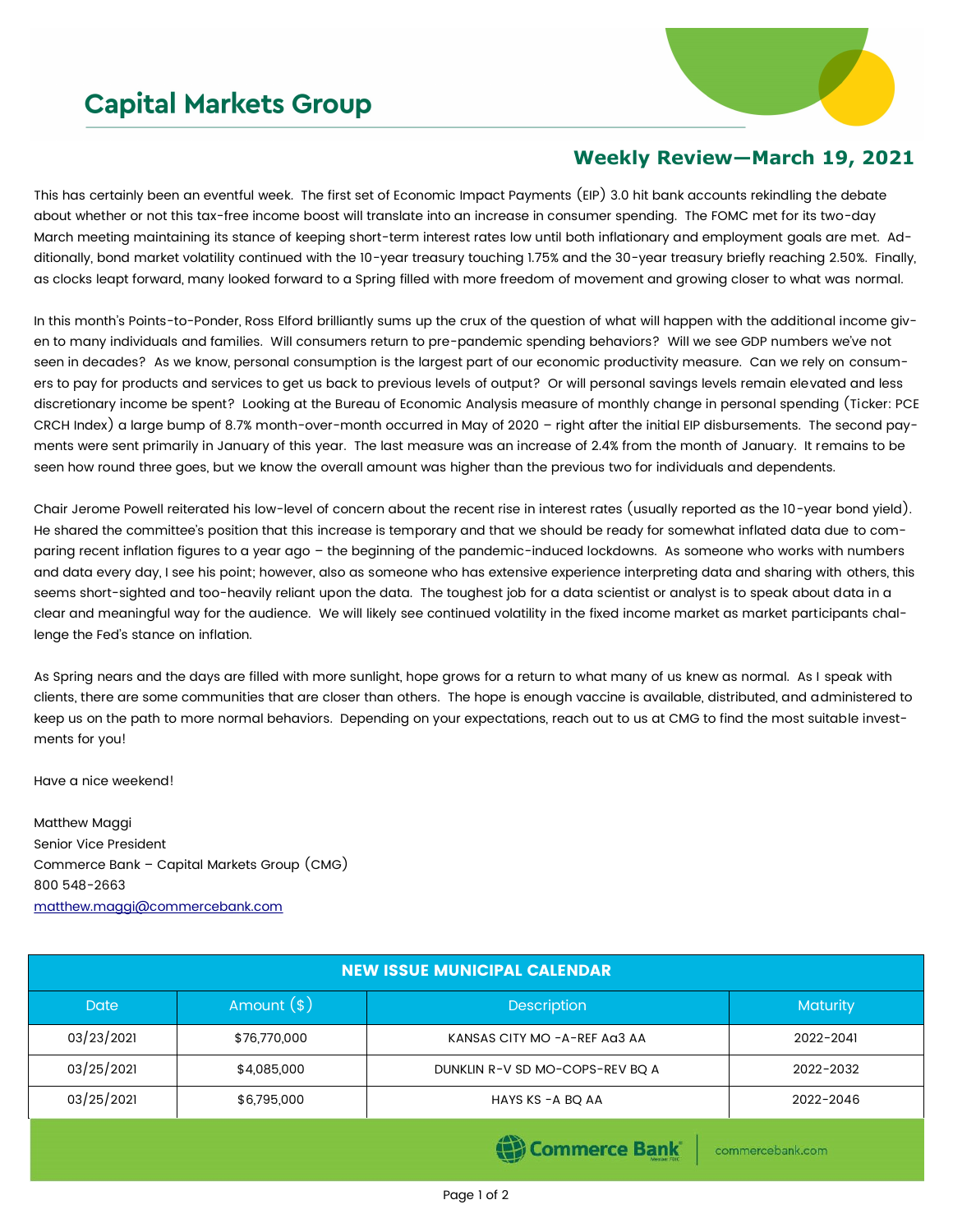# Capital Markets Group

## Weekly Review—March 19, 2021

This has certainly been an eventful week. The first set of Economic Impact Payments (EIP) 3.0 hit bank accounts rekindling the debate about whether or not this tax-free income boost will translate into an increase in consumer spending. The FOMC met for its two-day March meeting maintaining its stance of keeping short-term interest rates low until both inflationary and employment goals are met. Additionally, bond market volatility continued with the 10-year treasury touching 1.75% and the 30-year treasury briefly reaching 2.50%. Finally, as clocks leapt forward, many looked forward to a Spring filled with more freedom of movement and growing closer to what was normal.

In this month's Points-to-Ponder, Ross Elford brilliantly sums up the crux of the question of what will happen with the additional income given to many individuals and families. Will consumers return to pre-pandemic spending behaviors? Will we see GDP numbers we've not seen in decades? As we know, personal consumption is the largest part of our economic productivity measure. Can we rely on consumers to pay for products and services to get us back to previous levels of output? Or will personal savings levels remain elevated and less discretionary income be spent? Looking at the Bureau of Economic Analysis measure of monthly change in personal spending (Ticker: PCE CRCH Index) a large bump of 8.7% month-over-month occurred in May of 2020 – right after the initial EIP disbursements. The second payments were sent primarily in January of this year. The last measure was an increase of 2.4% from the month of January. It remains to be seen how round three goes, but we know the overall amount was higher than the previous two for individuals and dependents.

Chair Jerome Powell reiterated his low-level of concern about the recent rise in interest rates (usually reported as the 10-year bond yield). He shared the committee's position that this increase is temporary and that we should be ready for somewhat inflated data due to comparing recent inflation figures to a year ago – the beginning of the pandemic-induced lockdowns. As someone who works with numbers and data every day, I see his point; however, also as someone who has extensive experience interpreting data and sharing with others, this seems short-sighted and too-heavily reliant upon the data. The toughest job for a data scientist or analyst is to speak about data in a clear and meaningful way for the audience. We will likely see continued volatility in the fixed income market as market participants challenge the Fed's stance on inflation.

As Spring nears and the days are filled with more sunlight, hope grows for a return to what many of us knew as normal. As I speak with clients, there are some communities that are closer than others. The hope is enough vaccine is available, distributed, and administered to keep us on the path to more normal behaviors. Depending on your expectations, reach out to us at CMG to find the most suitable investments for you!

Have a nice weekend!

Matthew Maggi
Senior Vice President
Commerce Bank – Capital Markets Group (CMG)
800 548-2663
matthew.maggi@commercebank.com

| NEW ISSUE MUNICIPAL CALENDAR | | | |
|---|---|---|---|
| Date | Amount ($) | Description | Maturity |
| 03/23/2021 | $76,770,000 | KANSAS CITY MO -A-REF Aa3 AA | 2022-2041 |
| 03/25/2021 | $4,085,000 | DUNKLIN R-V SD MO-COPS-REV BQ A | 2022-2032 |
| 03/25/2021 | $6,795,000 | HAYS KS -A BQ AA | 2022-2046 |

Commerce Bank | commercebank.com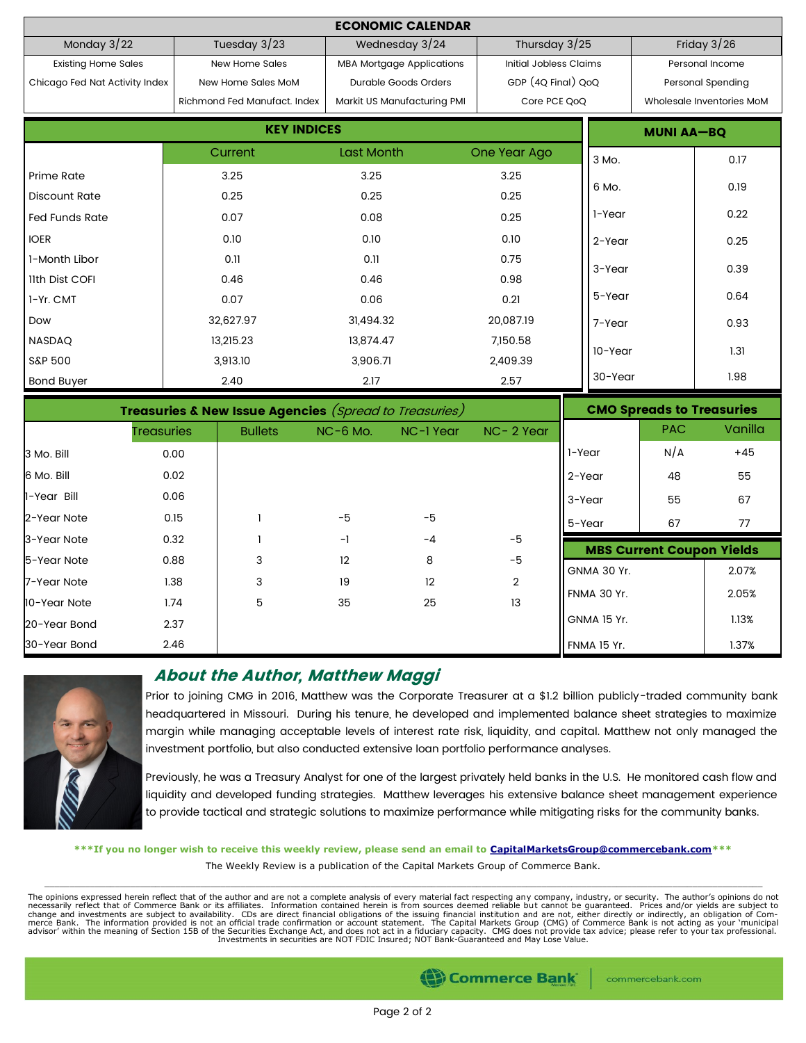## ECONOMIC CALENDAR

| Monday 3/22 | Tuesday 3/23 | Wednesday 3/24 | Thursday 3/25 | Friday 3/26 |
|---|---|---|---|---|
| Existing Home Sales | New Home Sales | MBA Mortgage Applications | Initial Jobless Claims | Personal Income |
| Chicago Fed Nat Activity Index | New Home Sales MoM | Durable Goods Orders | GDP (4Q Final) QoQ | Personal Spending |
| | Richmond Fed Manufact. Index | Markit US Manufacturing PMI | Core PCE QoQ | Wholesale Inventories MoM |

## KEY INDICES

| | Current | Last Month | One Year Ago |
|---|---|---|---|
| Prime Rate | 3.25 | 3.25 | 3.25 |
| Discount Rate | 0.25 | 0.25 | 0.25 |
| Fed Funds Rate | 0.07 | 0.08 | 0.25 |
| IOER | 0.10 | 0.10 | 0.10 |
| 1-Month Libor | 0.11 | 0.11 | 0.75 |
| 11th Dist COFI | 0.46 | 0.46 | 0.98 |
| 1-Yr. CMT | 0.07 | 0.06 | 0.21 |
| Dow | 32,627.97 | 31,494.32 | 20,087.19 |
| NASDAQ | 13,215.23 | 13,874.47 | 7,150.58 |
| S&P 500 | 3,913.10 | 3,906.71 | 2,409.39 |
| Bond Buyer | 2.40 | 2.17 | 2.57 |

## MUNI AA—BQ

| | |
|---|---|
| 3 Mo. | 0.17 |
| 6 Mo. | 0.19 |
| 1-Year | 0.22 |
| 2-Year | 0.25 |
| 3-Year | 0.39 |
| 5-Year | 0.64 |
| 7-Year | 0.93 |
| 10-Year | 1.31 |
| 30-Year | 1.98 |

## Treasuries & New Issue Agencies *(Spread to Treasuries)*

| | Treasuries | Bullets | NC-6 Mo. | NC-1 Year | NC- 2 Year |
|---|---|---|---|---|---|
| 3 Mo. Bill | 0.00 | | | | |
| 6 Mo. Bill | 0.02 | | | | |
| 1-Year Bill | 0.06 | | | | |
| 2-Year Note | 0.15 | 1 | -5 | -5 | |
| 3-Year Note | 0.32 | 1 | -1 | -4 | -5 |
| 5-Year Note | 0.88 | 3 | 12 | 8 | -5 |
| 7-Year Note | 1.38 | 3 | 19 | 12 | 2 |
| 10-Year Note | 1.74 | 5 | 35 | 25 | 13 |
| 20-Year Bond | 2.37 | | | | |
| 30-Year Bond | 2.46 | | | | |

## CMO Spreads to Treasuries

| | PAC | Vanilla |
|---|---|---|
| 1-Year | N/A | +45 |
| 2-Year | 48 | 55 |
| 3-Year | 55 | 67 |
| 5-Year | 67 | 77 |

## MBS Current Coupon Yields

| | |
|---|---|
| GNMA 30 Yr. | 2.07% |
| FNMA 30 Yr. | 2.05% |
| GNMA 15 Yr. | 1.13% |
| FNMA 15 Yr. | 1.37% |

## *About the Author, Matthew Maggi*

Prior to joining CMG in 2016, Matthew was the Corporate Treasurer at a $1.2 billion publicly-traded community bank headquartered in Missouri. During his tenure, he developed and implemented balance sheet strategies to maximize margin while managing acceptable levels of interest rate risk, liquidity, and capital. Matthew not only managed the investment portfolio, but also conducted extensive loan portfolio performance analyses.

Previously, he was a Treasury Analyst for one of the largest privately held banks in the U.S. He monitored cash flow and liquidity and developed funding strategies. Matthew leverages his extensive balance sheet management experience to provide tactical and strategic solutions to maximize performance while mitigating risks for the community banks.

***If you no longer wish to receive this weekly review, please send an email to CapitalMarketsGroup@commercebank.com***

The Weekly Review is a publication of the Capital Markets Group of Commerce Bank.

The opinions expressed herein reflect that of the author and are not a complete analysis of every material fact respecting any company, industry, or security. The author's opinions do not necessarily reflect that of Commerce Bank or its affiliates. Information contained herein is from sources deemed reliable but cannot be guaranteed. Prices and/or yields are subject to change and investments are subject to availability. CDs are direct financial obligations of the issuing financial institution and are not, either directly or indirectly, an obligation of Commerce Bank. The information provided is not an official trade confirmation or account statement. The Capital Markets Group (CMG) of Commerce Bank is not acting as your 'municipal advisor' within the meaning of Section 15B of the Securities Exchange Act, and does not act in a fiduciary capacity. CMG does not provide tax advice; please refer to your tax professional. Investments in securities are NOT FDIC Insured; NOT Bank-Guaranteed and May Lose Value.

Commerce Bank | commercebank.com